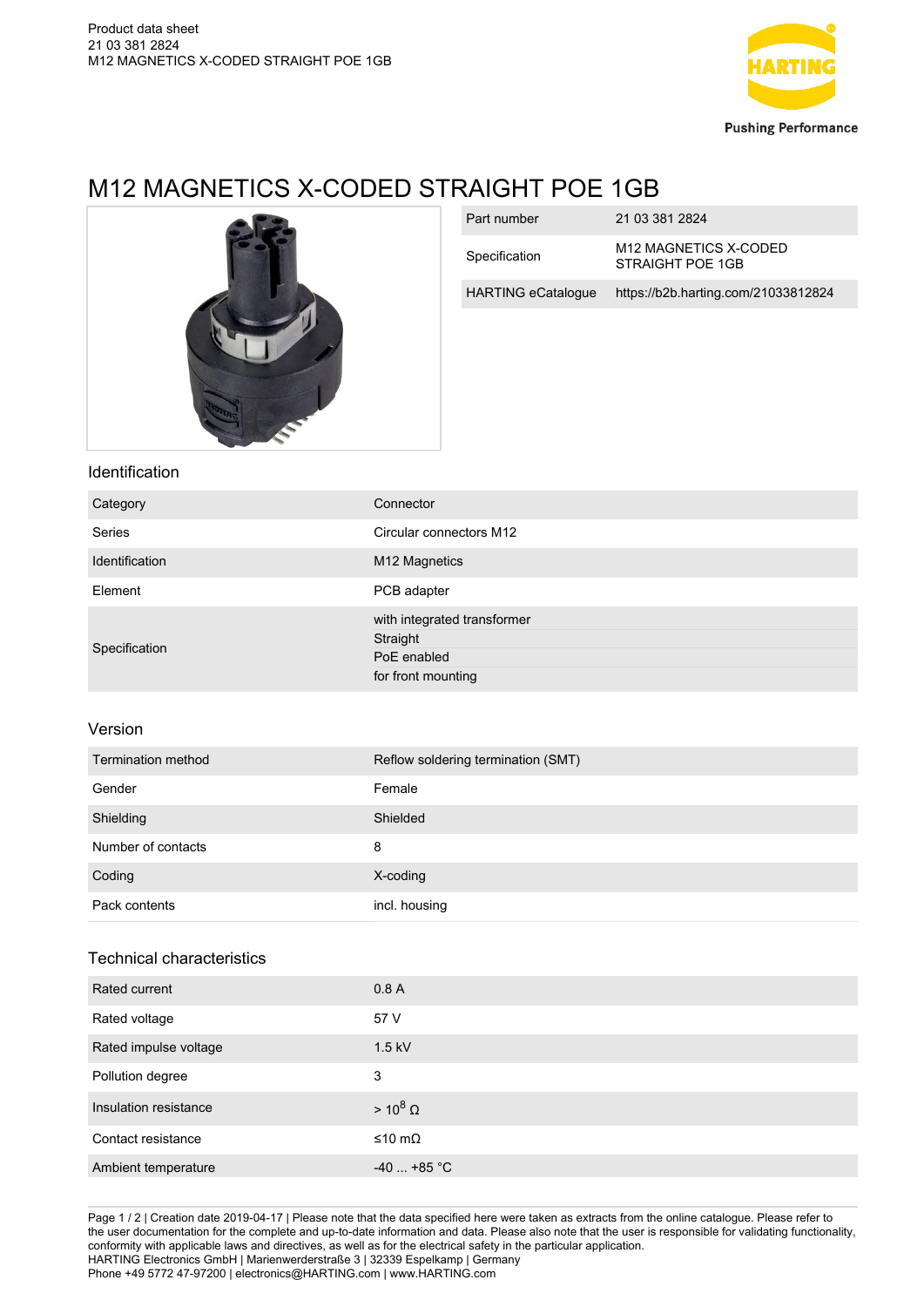# M12 MAGNETICS X-CODED STRAIGHT POE 1GB

| Part number | 21 03 381 2824 |
|---|---|
| Specification | M12 MAGNETICS X-CODED STRAIGHT POE 1GB |
| HARTING eCatalogue | https://b2b.harting.com/21033812824 |

## Identification

| | |
|---|---|
| Category | Connector |
| Series | Circular connectors M12 |
| Identification | M12 Magnetics |
| Element | PCB adapter |
| Specification | with integrated transformer<br>Straight<br>PoE enabled<br>for front mounting |

## Version

| | |
|---|---|
| Termination method | Reflow soldering termination (SMT) |
| Gender | Female |
| Shielding | Shielded |
| Number of contacts | 8 |
| Coding | X-coding |
| Pack contents | incl. housing |

## Technical characteristics

| | |
|---|---|
| Rated current | 0.8 A |
| Rated voltage | 57 V |
| Rated impulse voltage | 1.5 kV |
| Pollution degree | 3 |
| Insulation resistance | > $10^8$ Ω |
| Contact resistance | ≤10 mΩ |
| Ambient temperature | -40 ... +85 °C |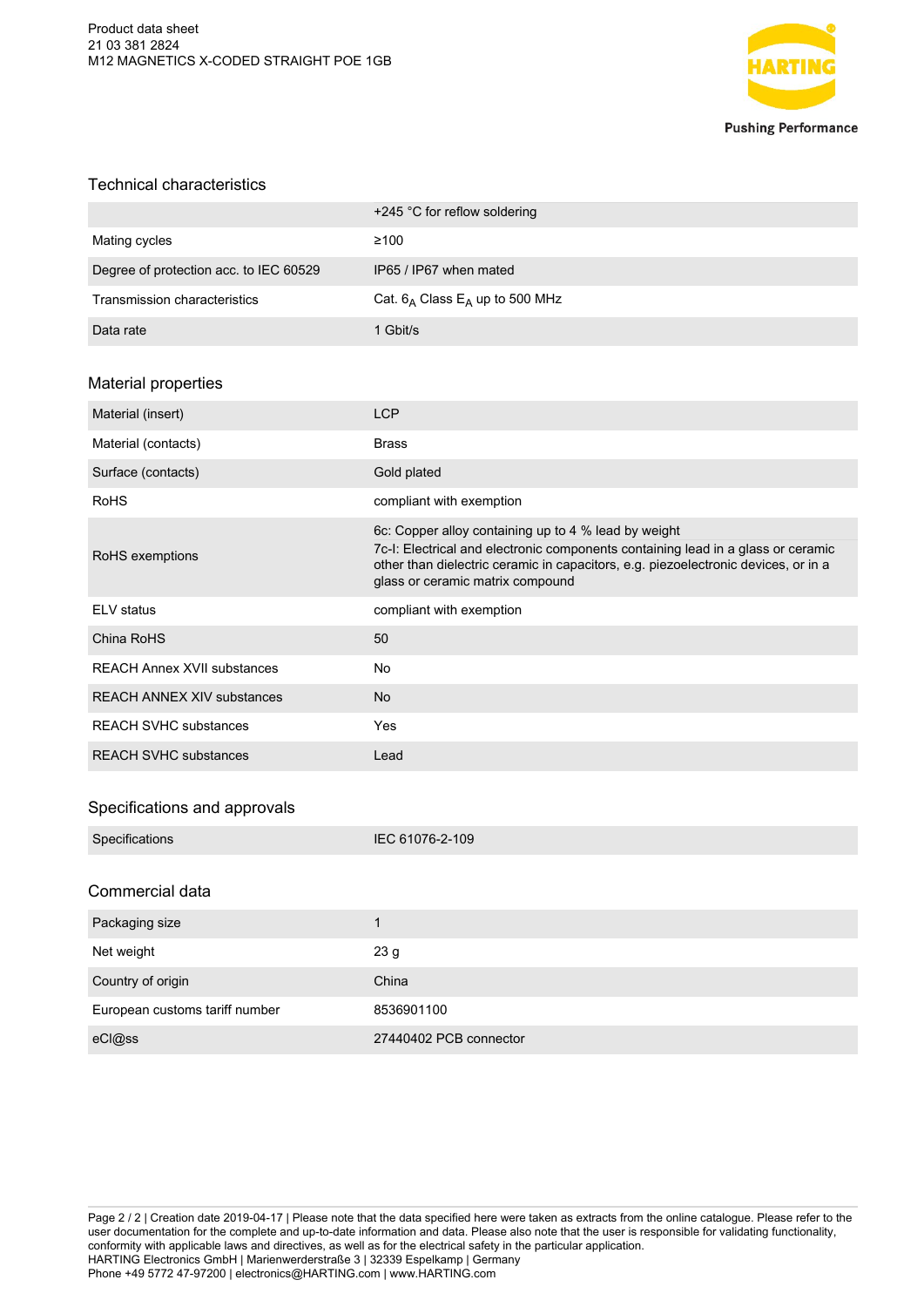## Technical characteristics

| | |
|---|---|
| | +245 °C for reflow soldering |
| Mating cycles | ≥100 |
| Degree of protection acc. to IEC 60529 | IP65 / IP67 when mated |
| Transmission characteristics | Cat. $6_A$ Class $E_A$ up to 500 MHz |
| Data rate | 1 Gbit/s |

## Material properties

| | |
|---|---|
| Material (insert) | LCP |
| Material (contacts) | Brass |
| Surface (contacts) | Gold plated |
| RoHS | compliant with exemption |
| RoHS exemptions | 6c: Copper alloy containing up to 4 % lead by weight<br>7c-I: Electrical and electronic components containing lead in a glass or ceramic other than dielectric ceramic in capacitors, e.g. piezoelectronic devices, or in a glass or ceramic matrix compound |
| ELV status | compliant with exemption |
| China RoHS | 50 |
| REACH Annex XVII substances | No |
| REACH ANNEX XIV substances | No |
| REACH SVHC substances | Yes |
| REACH SVHC substances | Lead |

## Specifications and approvals

| | |
|---|---|
| Specifications | IEC 61076-2-109 |

## Commercial data

| | |
|---|---|
| Packaging size | 1 |
| Net weight | 23 g |
| Country of origin | China |
| European customs tariff number | 8536901100 |
| eCl@ss | 27440402 PCB connector |

Page 2 / 2 | Creation date 2019-04-17 | Please note that the data specified here were taken as extracts from the online catalogue. Please refer to the user documentation for the complete and up-to-date information and data. Please also note that the user is responsible for validating functionality, conformity with applicable laws and directives, as well as for the electrical safety in the particular application.
HARTING Electronics GmbH | Marienwerderstraße 3 | 32339 Espelkamp | Germany
Phone +49 5772 47-97200 | electronics@HARTING.com | www.HARTING.com